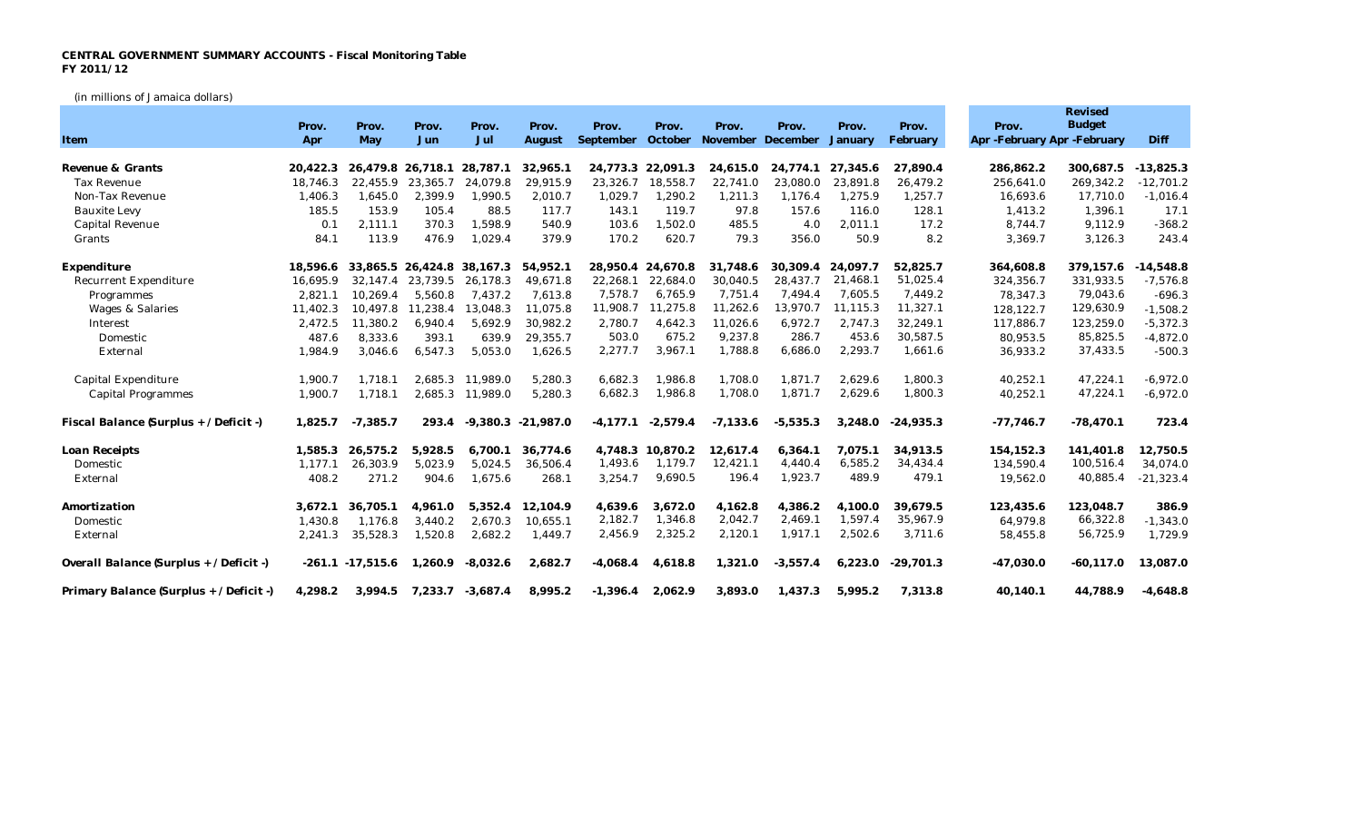**CENTRAL GOVERNMENT SUMMARY ACCOUNTS - Fiscal Monitoring Table**
**FY 2011/12**

(in millions of Jamaica dollars)

| Item | Prov. Apr | Prov. May | Prov. Jun | Prov. Jul | Prov. August | Prov. September | Prov. October | Prov. November | Prov. December | Prov. January | Prov. February | Prov. Apr -February | Revised Budget Apr -February | Diff |
|---|---|---|---|---|---|---|---|---|---|---|---|---|---|---|
| **Revenue & Grants** | **20,422.3** | **26,479.8** | **26,718.1** | **28,787.1** | **32,965.1** | **24,773.3** | **22,091.3** | **24,615.0** | **24,774.1** | **27,345.6** | **27,890.4** | **286,862.2** | **300,687.5** | **-13,825.3** |
| Tax Revenue | 18,746.3 | 22,455.9 | 23,365.7 | 24,079.8 | 29,915.9 | 23,326.7 | 18,558.7 | 22,741.0 | 23,080.0 | 23,891.8 | 26,479.2 | 256,641.0 | 269,342.2 | -12,701.2 |
| Non-Tax Revenue | 1,406.3 | 1,645.0 | 2,399.9 | 1,990.5 | 2,010.7 | 1,029.7 | 1,290.2 | 1,211.3 | 1,176.4 | 1,275.9 | 1,257.7 | 16,693.6 | 17,710.0 | -1,016.4 |
| Bauxite Levy | 185.5 | 153.9 | 105.4 | 88.5 | 117.7 | 143.1 | 119.7 | 97.8 | 157.6 | 116.0 | 128.1 | 1,413.2 | 1,396.1 | 17.1 |
| Capital Revenue | 0.1 | 2,111.1 | 370.3 | 1,598.9 | 540.9 | 103.6 | 1,502.0 | 485.5 | 4.0 | 2,011.1 | 17.2 | 8,744.7 | 9,112.9 | -368.2 |
| Grants | 84.1 | 113.9 | 476.9 | 1,029.4 | 379.9 | 170.2 | 620.7 | 79.3 | 356.0 | 50.9 | 8.2 | 3,369.7 | 3,126.3 | 243.4 |
| **Expenditure** | **18,596.6** | **33,865.5** | **26,424.8** | **38,167.3** | **54,952.1** | **28,950.4** | **24,670.8** | **31,748.6** | **30,309.4** | **24,097.7** | **52,825.7** | **364,608.8** | **379,157.6** | **-14,548.8** |
| Recurrent Expenditure | 16,695.9 | 32,147.4 | 23,739.5 | 26,178.3 | 49,671.8 | 22,268.1 | 22,684.0 | 30,040.5 | 28,437.7 | 21,468.1 | 51,025.4 | 324,356.7 | 331,933.5 | -7,576.8 |
| Programmes | 2,821.1 | 10,269.4 | 5,560.8 | 7,437.2 | 7,613.8 | 7,578.7 | 6,765.9 | 7,751.4 | 7,494.4 | 7,605.5 | 7,449.2 | 78,347.3 | 79,043.6 | -696.3 |
| Wages & Salaries | 11,402.3 | 10,497.8 | 11,238.4 | 13,048.3 | 11,075.8 | 11,908.7 | 11,275.8 | 11,262.6 | 13,970.7 | 11,115.3 | 11,327.1 | 128,122.7 | 129,630.9 | -1,508.2 |
| Interest | 2,472.5 | 11,380.2 | 6,940.4 | 5,692.9 | 30,982.2 | 2,780.7 | 4,642.3 | 11,026.6 | 6,972.7 | 2,747.3 | 32,249.1 | 117,886.7 | 123,259.0 | -5,372.3 |
| Domestic | 487.6 | 8,333.6 | 393.1 | 639.9 | 29,355.7 | 503.0 | 675.2 | 9,237.8 | 286.7 | 453.6 | 30,587.5 | 80,953.5 | 85,825.5 | -4,872.0 |
| External | 1,984.9 | 3,046.6 | 6,547.3 | 5,053.0 | 1,626.5 | 2,277.7 | 3,967.1 | 1,788.8 | 6,686.0 | 2,293.7 | 1,661.6 | 36,933.2 | 37,433.5 | -500.3 |
| Capital Expenditure | 1,900.7 | 1,718.1 | 2,685.3 | 11,989.0 | 5,280.3 | 6,682.3 | 1,986.8 | 1,708.0 | 1,871.7 | 2,629.6 | 1,800.3 | 40,252.1 | 47,224.1 | -6,972.0 |
| Capital Programmes | 1,900.7 | 1,718.1 | 2,685.3 | 11,989.0 | 5,280.3 | 6,682.3 | 1,986.8 | 1,708.0 | 1,871.7 | 2,629.6 | 1,800.3 | 40,252.1 | 47,224.1 | -6,972.0 |
| **Fiscal Balance (Surplus + / Deficit -)** | **1,825.7** | **-7,385.7** | **293.4** | **-9,380.3** | **-21,987.0** | **-4,177.1** | **-2,579.4** | **-7,133.6** | **-5,535.3** | **3,248.0** | **-24,935.3** | **-77,746.7** | **-78,470.1** | **723.4** |
| **Loan Receipts** | **1,585.3** | **26,575.2** | **5,928.5** | **6,700.1** | **36,774.6** | **4,748.3** | **10,870.2** | **12,617.4** | **6,364.1** | **7,075.1** | **34,913.5** | **154,152.3** | **141,401.8** | **12,750.5** |
| Domestic | 1,177.1 | 26,303.9 | 5,023.9 | 5,024.5 | 36,506.4 | 1,493.6 | 1,179.7 | 12,421.1 | 4,440.4 | 6,585.2 | 34,434.4 | 134,590.4 | 100,516.4 | 34,074.0 |
| External | 408.2 | 271.2 | 904.6 | 1,675.6 | 268.1 | 3,254.7 | 9,690.5 | 196.4 | 1,923.7 | 489.9 | 479.1 | 19,562.0 | 40,885.4 | -21,323.4 |
| **Amortization** | **3,672.1** | **36,705.1** | **4,961.0** | **5,352.4** | **12,104.9** | **4,639.6** | **3,672.0** | **4,162.8** | **4,386.2** | **4,100.0** | **39,679.5** | **123,435.6** | **123,048.7** | **386.9** |
| Domestic | 1,430.8 | 1,176.8 | 3,440.2 | 2,670.3 | 10,655.1 | 2,182.7 | 1,346.8 | 2,042.7 | 2,469.1 | 1,597.4 | 35,967.9 | 64,979.8 | 66,322.8 | -1,343.0 |
| External | 2,241.3 | 35,528.3 | 1,520.8 | 2,682.2 | 1,449.7 | 2,456.9 | 2,325.2 | 2,120.1 | 1,917.1 | 2,502.6 | 3,711.6 | 58,455.8 | 56,725.9 | 1,729.9 |
| **Overall Balance (Surplus + / Deficit -)** | **-261.1** | **-17,515.6** | **1,260.9** | **-8,032.6** | **2,682.7** | **-4,068.4** | **4,618.8** | **1,321.0** | **-3,557.4** | **6,223.0** | **-29,701.3** | **-47,030.0** | **-60,117.0** | **13,087.0** |
| **Primary Balance (Surplus + / Deficit -)** | **4,298.2** | **3,994.5** | **7,233.7** | **-3,687.4** | **8,995.2** | **-1,396.4** | **2,062.9** | **3,893.0** | **1,437.3** | **5,995.2** | **7,313.8** | **40,140.1** | **44,788.9** | **-4,648.8** |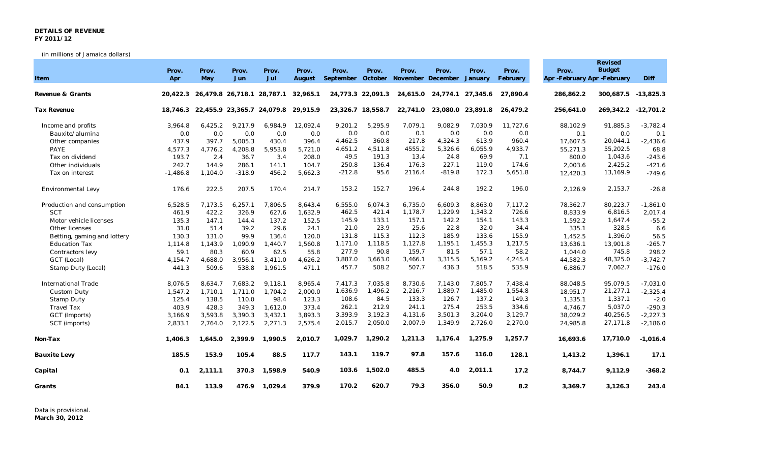**DETAILS OF REVENUE**
**FY 2011/12**

(in millions of Jamaica dollars)

| Item | Prov. Apr | Prov. May | Prov. Jun | Prov. Jul | Prov. August | Prov. September | Prov. October | Prov. November | Prov. December | Prov. January | Prov. February | Prov. Apr -February | Revised Budget Apr -February | Diff |
|---|---|---|---|---|---|---|---|---|---|---|---|---|---|---|
| **Revenue & Grants** | **20,422.3** | **26,479.8** | **26,718.1** | **28,787.1** | **32,965.1** | **24,773.3** | **22,091.3** | **24,615.0** | **24,774.1** | **27,345.6** | **27,890.4** | **286,862.2** | **300,687.5** | **-13,825.3** |
| **Tax Revenue** | **18,746.3** | **22,455.9** | **23,365.7** | **24,079.8** | **29,915.9** | **23,326.7** | **18,558.7** | **22,741.0** | **23,080.0** | **23,891.8** | **26,479.2** | **256,641.0** | **269,342.2** | **-12,701.2** |
| Income and profits | 3,964.8 | 6,425.2 | 9,217.9 | 6,984.9 | 12,092.4 | 9,201.2 | 5,295.9 | 7,079.1 | 9,082.9 | 7,030.9 | 11,727.6 | 88,102.9 | 91,885.3 | -3,782.4 |
| Bauxite/alumina | 0.0 | 0.0 | 0.0 | 0.0 | 0.0 | 0.0 | 0.0 | 0.1 | 0.0 | 0.0 | 0.0 | 0.1 | 0.0 | 0.1 |
| Other companies | 437.9 | 397.7 | 5,005.3 | 430.4 | 396.4 | 4,462.5 | 360.8 | 217.8 | 4,324.3 | 613.9 | 960.4 | 17,607.5 | 20,044.1 | -2,436.6 |
| PAYE | 4,577.3 | 4,776.2 | 4,208.8 | 5,953.8 | 5,721.0 | 4,651.2 | 4,511.8 | 4555.2 | 5,326.6 | 6,055.9 | 4,933.7 | 55,271.3 | 55,202.5 | 68.8 |
| Tax on dividend | 193.7 | 2.4 | 36.7 | 3.4 | 208.0 | 49.5 | 191.3 | 13.4 | 24.8 | 69.9 | 7.1 | 800.0 | 1,043.6 | -243.6 |
| Other individuals | 242.7 | 144.9 | 286.1 | 141.1 | 104.7 | 250.8 | 136.4 | 176.3 | 227.1 | 119.0 | 174.6 | 2,003.6 | 2,425.2 | -421.6 |
| Tax on interest | -1,486.8 | 1,104.0 | -318.9 | 456.2 | 5,662.3 | -212.8 | 95.6 | 2116.4 | -819.8 | 172.3 | 5,651.8 | 12,420.3 | 13,169.9 | -749.6 |
| Environmental Levy | 176.6 | 222.5 | 207.5 | 170.4 | 214.7 | 153.2 | 152.7 | 196.4 | 244.8 | 192.2 | 196.0 | 2,126.9 | 2,153.7 | -26.8 |
| Production and consumption | 6,528.5 | 7,173.5 | 6,257.1 | 7,806.5 | 8,643.4 | 6,555.0 | 6,074.3 | 6,735.0 | 6,609.3 | 8,863.0 | 7,117.2 | 78,362.7 | 80,223.7 | -1,861.0 |
| SCT | 461.9 | 422.2 | 326.9 | 627.6 | 1,632.9 | 462.5 | 421.4 | 1,178.7 | 1,229.9 | 1,343.2 | 726.6 | 8,833.9 | 6,816.5 | 2,017.4 |
| Motor vehicle licenses | 135.3 | 147.1 | 144.4 | 137.2 | 152.5 | 145.9 | 133.1 | 157.1 | 142.2 | 154.1 | 143.3 | 1,592.2 | 1,647.4 | -55.2 |
| Other licenses | 31.0 | 51.4 | 39.2 | 29.6 | 24.1 | 21.0 | 23.9 | 25.6 | 22.8 | 32.0 | 34.4 | 335.1 | 328.5 | 6.6 |
| Betting, gaming and lottery | 130.3 | 131.0 | 99.9 | 136.4 | 120.0 | 131.8 | 115.3 | 112.3 | 185.9 | 133.6 | 155.9 | 1,452.5 | 1,396.0 | 56.5 |
| Education Tax | 1,114.8 | 1,143.9 | 1,090.9 | 1,440.7 | 1,560.8 | 1,171.0 | 1,118.5 | 1,127.8 | 1,195.1 | 1,455.3 | 1,217.5 | 13,636.1 | 13,901.8 | -265.7 |
| Contractors levy | 59.1 | 80.3 | 60.9 | 62.5 | 55.8 | 277.9 | 90.8 | 159.7 | 81.5 | 57.1 | 58.2 | 1,044.0 | 745.8 | 298.2 |
| GCT (Local) | 4,154.7 | 4,688.0 | 3,956.1 | 3,411.0 | 4,626.2 | 3,887.0 | 3,663.0 | 3,466.1 | 3,315.5 | 5,169.2 | 4,245.4 | 44,582.3 | 48,325.0 | -3,742.7 |
| Stamp Duty (Local) | 441.3 | 509.6 | 538.8 | 1,961.5 | 471.1 | 457.7 | 508.2 | 507.7 | 436.3 | 518.5 | 535.9 | 6,886.7 | 7,062.7 | -176.0 |
| International Trade | 8,076.5 | 8,634.7 | 7,683.2 | 9,118.1 | 8,965.4 | 7,417.3 | 7,035.8 | 8,730.6 | 7,143.0 | 7,805.7 | 7,438.4 | 88,048.5 | 95,079.5 | -7,031.0 |
| Custom Duty | 1,547.2 | 1,710.1 | 1,711.0 | 1,704.2 | 2,000.0 | 1,636.9 | 1,496.2 | 2,216.7 | 1,889.7 | 1,485.0 | 1,554.8 | 18,951.7 | 21,277.1 | -2,325.4 |
| Stamp Duty | 125.4 | 138.5 | 110.0 | 98.4 | 123.3 | 108.6 | 84.5 | 133.3 | 126.7 | 137.2 | 149.3 | 1,335.1 | 1,337.1 | -2.0 |
| Travel Tax | 403.9 | 428.3 | 349.3 | 1,612.0 | 373.4 | 262.1 | 212.9 | 241.1 | 275.4 | 253.5 | 334.6 | 4,746.7 | 5,037.0 | -290.3 |
| GCT (Imports) | 3,166.9 | 3,593.8 | 3,390.3 | 3,432.1 | 3,893.3 | 3,393.9 | 3,192.3 | 4,131.6 | 3,501.3 | 3,204.0 | 3,129.7 | 38,029.2 | 40,256.5 | -2,227.3 |
| SCT (imports) | 2,833.1 | 2,764.0 | 2,122.5 | 2,271.3 | 2,575.4 | 2,015.7 | 2,050.0 | 2,007.9 | 1,349.9 | 2,726.0 | 2,270.0 | 24,985.8 | 27,171.8 | -2,186.0 |
| **Non-Tax** | **1,406.3** | **1,645.0** | **2,399.9** | **1,990.5** | **2,010.7** | **1,029.7** | **1,290.2** | **1,211.3** | **1,176.4** | **1,275.9** | **1,257.7** | **16,693.6** | **17,710.0** | **-1,016.4** |
| **Bauxite Levy** | **185.5** | **153.9** | **105.4** | **88.5** | **117.7** | **143.1** | **119.7** | **97.8** | **157.6** | **116.0** | **128.1** | **1,413.2** | **1,396.1** | **17.1** |
| **Capital** | **0.1** | **2,111.1** | **370.3** | **1,598.9** | **540.9** | **103.6** | **1,502.0** | **485.5** | **4.0** | **2,011.1** | **17.2** | **8,744.7** | **9,112.9** | **-368.2** |
| **Grants** | **84.1** | **113.9** | **476.9** | **1,029.4** | **379.9** | **170.2** | **620.7** | **79.3** | **356.0** | **50.9** | **8.2** | **3,369.7** | **3,126.3** | **243.4** |

Data is provisional.
**March 30, 2012**